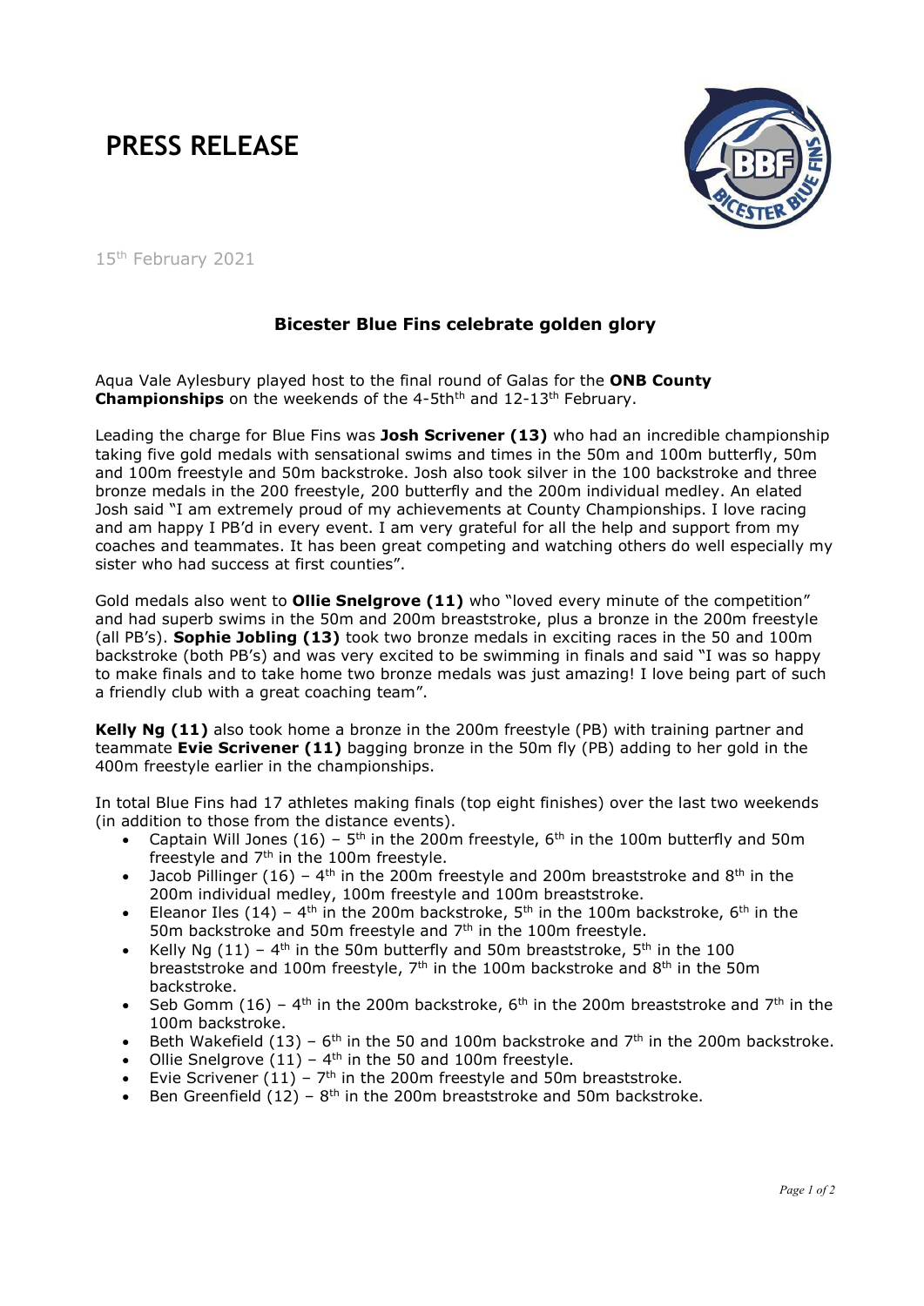# PRESS RELEASE

15th February 2021

## Bicester Blue Fins celebrate golden glory

Aqua Vale Aylesbury played host to the final round of Galas for the **ONB County Championships** on the weekends of the 4-5thth and 12-13th February.

Leading the charge for Blue Fins was **Josh Scrivener (13)** who had an incredible championship taking five gold medals with sensational swims and times in the 50m and 100m butterfly, 50m and 100m freestyle and 50m backstroke. Josh also took silver in the 100 backstroke and three bronze medals in the 200 freestyle, 200 butterfly and the 200m individual medley. An elated Josh said "I am extremely proud of my achievements at County Championships. I love racing and am happy I PB'd in every event. I am very grateful for all the help and support from my coaches and teammates. It has been great competing and watching others do well especially my sister who had success at first counties".

Gold medals also went to **Ollie Snelgrove (11)** who "loved every minute of the competition" and had superb swims in the 50m and 200m breaststroke, plus a bronze in the 200m freestyle (all PB's). **Sophie Jobling (13)** took two bronze medals in exciting races in the 50 and 100m backstroke (both PB's) and was very excited to be swimming in finals and said "I was so happy to make finals and to take home two bronze medals was just amazing! I love being part of such a friendly club with a great coaching team".

**Kelly Ng (11)** also took home a bronze in the 200m freestyle (PB) with training partner and teammate **Evie Scrivener (11)** bagging bronze in the 50m fly (PB) adding to her gold in the 400m freestyle earlier in the championships.

In total Blue Fins had 17 athletes making finals (top eight finishes) over the last two weekends (in addition to those from the distance events).

- Captain Will Jones (16) – 5th in the 200m freestyle, 6th in the 100m butterfly and 50m freestyle and 7th in the 100m freestyle.
- Jacob Pillinger (16) – 4th in the 200m freestyle and 200m breaststroke and 8th in the 200m individual medley, 100m freestyle and 100m breaststroke.
- Eleanor Iles (14) – 4th in the 200m backstroke, 5th in the 100m backstroke, 6th in the 50m backstroke and 50m freestyle and 7th in the 100m freestyle.
- Kelly Ng (11) – 4th in the 50m butterfly and 50m breaststroke, 5th in the 100 breaststroke and 100m freestyle, 7th in the 100m backstroke and 8th in the 50m backstroke.
- Seb Gomm (16) – 4th in the 200m backstroke, 6th in the 200m breaststroke and 7th in the 100m backstroke.
- Beth Wakefield (13) – 6th in the 50 and 100m backstroke and 7th in the 200m backstroke.
- Ollie Snelgrove (11) – 4th in the 50 and 100m freestyle.
- Evie Scrivener (11) – 7th in the 200m freestyle and 50m breaststroke.
- Ben Greenfield (12) – 8th in the 200m breaststroke and 50m backstroke.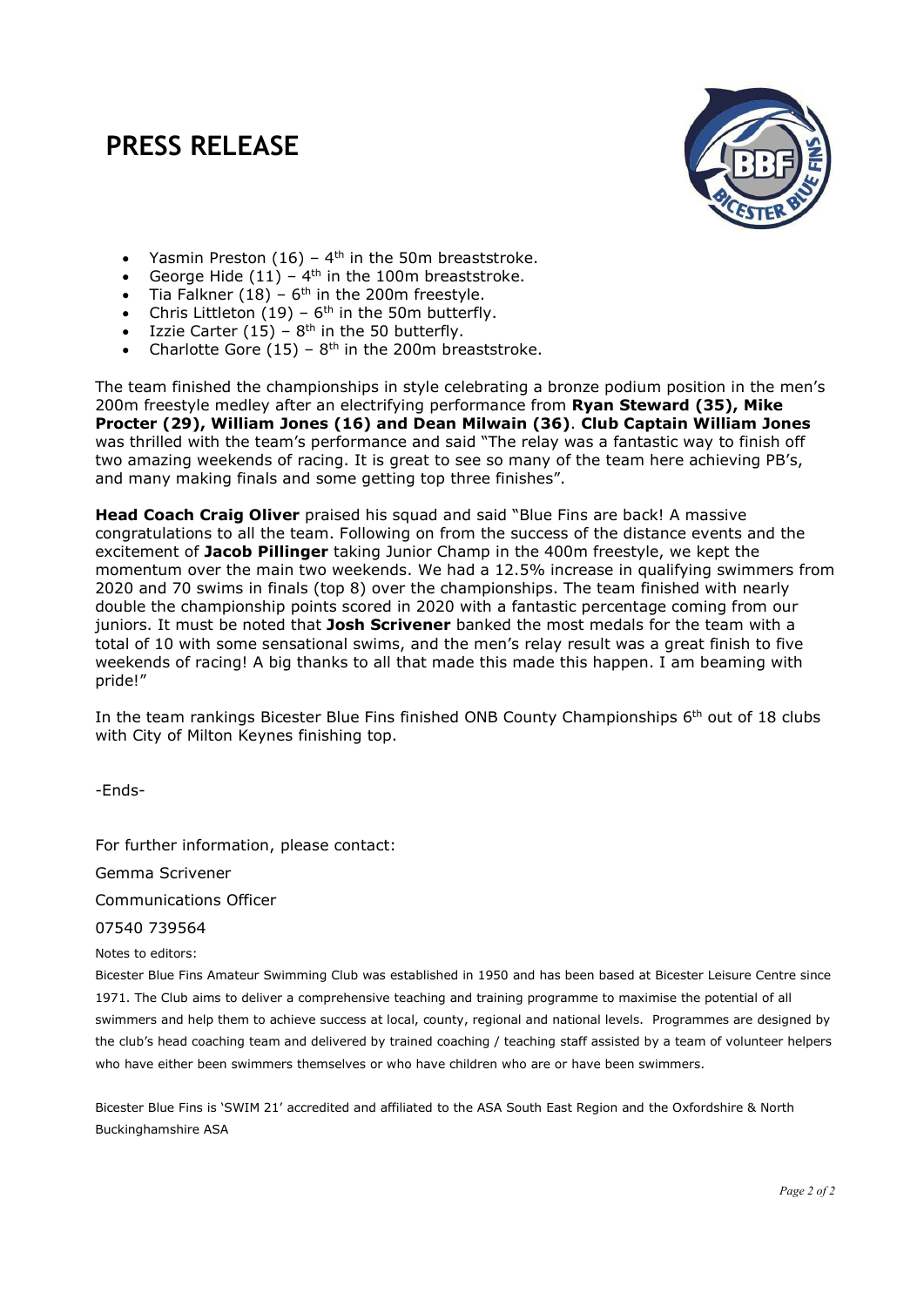# PRESS RELEASE

- Yasmin Preston (16) – 4th in the 50m breaststroke.
- George Hide (11) – 4th in the 100m breaststroke.
- Tia Falkner (18) – 6th in the 200m freestyle.
- Chris Littleton (19) – 6th in the 50m butterfly.
- Izzie Carter (15) – 8th in the 50 butterfly.
- Charlotte Gore (15) – 8th in the 200m breaststroke.

The team finished the championships in style celebrating a bronze podium position in the men's 200m freestyle medley after an electrifying performance from **Ryan Steward (35), Mike Procter (29), William Jones (16) and Dean Milwain (36)**. **Club Captain William Jones** was thrilled with the team's performance and said "The relay was a fantastic way to finish off two amazing weekends of racing. It is great to see so many of the team here achieving PB's, and many making finals and some getting top three finishes".

**Head Coach Craig Oliver** praised his squad and said "Blue Fins are back! A massive congratulations to all the team. Following on from the success of the distance events and the excitement of **Jacob Pillinger** taking Junior Champ in the 400m freestyle, we kept the momentum over the main two weekends. We had a 12.5% increase in qualifying swimmers from 2020 and 70 swims in finals (top 8) over the championships. The team finished with nearly double the championship points scored in 2020 with a fantastic percentage coming from our juniors. It must be noted that **Josh Scrivener** banked the most medals for the team with a total of 10 with some sensational swims, and the men's relay result was a great finish to five weekends of racing! A big thanks to all that made this made this happen. I am beaming with pride!"

In the team rankings Bicester Blue Fins finished ONB County Championships 6th out of 18 clubs with City of Milton Keynes finishing top.

-Ends-

For further information, please contact:

Gemma Scrivener

Communications Officer

07540 739564

Notes to editors:

Bicester Blue Fins Amateur Swimming Club was established in 1950 and has been based at Bicester Leisure Centre since 1971. The Club aims to deliver a comprehensive teaching and training programme to maximise the potential of all swimmers and help them to achieve success at local, county, regional and national levels. Programmes are designed by the club's head coaching team and delivered by trained coaching / teaching staff assisted by a team of volunteer helpers who have either been swimmers themselves or who have children who are or have been swimmers.

Bicester Blue Fins is 'SWIM 21' accredited and affiliated to the ASA South East Region and the Oxfordshire & North Buckinghamshire ASA